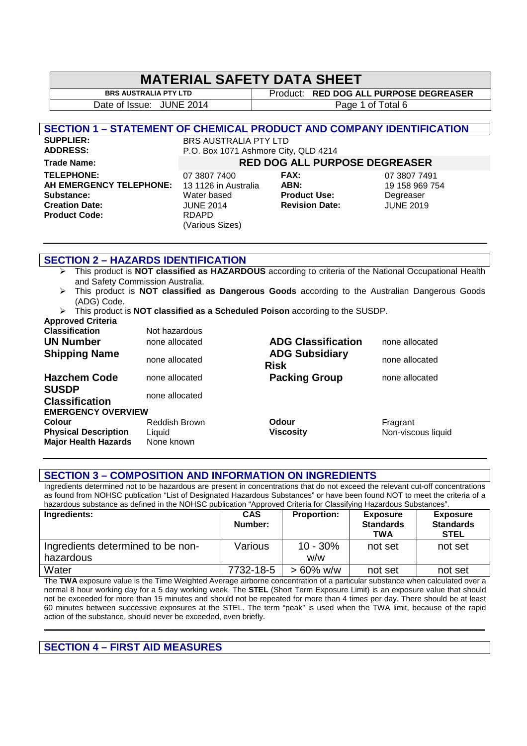# MATERIAL SAFETY DATA SHEET

| BRS AUSTRALIA PTY LTD | Product: **RED DOG ALL PURPOSE DEGREASER** |
|---|---|
| Date of Issue: JUNE 2014 | |

## SECTION 1 – STATEMENT OF CHEMICAL PRODUCT AND COMPANY IDENTIFICATION

| | | | |
|---|---|---|---|
| **SUPPLIER:** | BRS AUSTRALIA PTY LTD | | |
| **ADDRESS:** | P.O. Box 1071 Ashmore City, QLD 4214 | | |
| **Trade Name:** | **RED DOG ALL PURPOSE DEGREASER** | | |
| **TELEPHONE:** | 07 3807 7400 | **FAX:** | 07 3807 7491 |
| **AH EMERGENCY TELEPHONE:** | 13 1126 in Australia | **ABN:** | 19 158 969 754 |
| **Substance:** | Water based | **Product Use:** | Degreaser |
| **Creation Date:** | JUNE 2014 | **Revision Date:** | JUNE 2019 |
| **Product Code:** | RDAPD (Various Sizes) | | |

## SECTION 2 – HAZARDS IDENTIFICATION

- This product is **NOT classified as HAZARDOUS** according to criteria of the National Occupational Health and Safety Commission Australia.
- This product is **NOT classified as Dangerous Goods** according to the Australian Dangerous Goods (ADG) Code.
- This product is **NOT classified as a Scheduled Poison** according to the SUSDP.

**Approved Criteria**

| | | | |
|---|---|---|---|
| **Classification** | Not hazardous | | |
| **UN Number** | none allocated | **ADG Classification** | none allocated |
| **Shipping Name** | none allocated | **ADG Subsidiary Risk** | none allocated |
| **Hazchem Code** | none allocated | **Packing Group** | none allocated |
| **SUSDP Classification** | none allocated | | |

**EMERGENCY OVERVIEW**

| | | | |
|---|---|---|---|
| **Colour** | Reddish Brown | **Odour** | Fragrant |
| **Physical Description** | Liquid | **Viscosity** | Non-viscous liquid |
| **Major Health Hazards** | None known | | |

## SECTION 3 – COMPOSITION AND INFORMATION ON INGREDIENTS

Ingredients determined not to be hazardous are present in concentrations that do not exceed the relevant cut-off concentrations as found from NOHSC publication "List of Designated Hazardous Substances" or have been found NOT to meet the criteria of a hazardous substance as defined in the NOHSC publication "Approved Criteria for Classifying Hazardous Substances".

| Ingredients: | CAS Number: | Proportion: | Exposure Standards TWA | Exposure Standards STEL |
|---|---|---|---|---|
| Ingredients determined to be non-hazardous | Various | 10 - 30% w/w | not set | not set |
| Water | 7732-18-5 | > 60% w/w | not set | not set |

The **TWA** exposure value is the Time Weighted Average airborne concentration of a particular substance when calculated over a normal 8 hour working day for a 5 day working week. The **STEL** (Short Term Exposure Limit) is an exposure value that should not be exceeded for more than 15 minutes and should not be repeated for more than 4 times per day. There should be at least 60 minutes between successive exposures at the STEL. The term "peak" is used when the TWA limit, because of the rapid action of the substance, should never be exceeded, even briefly.

## SECTION 4 – FIRST AID MEASURES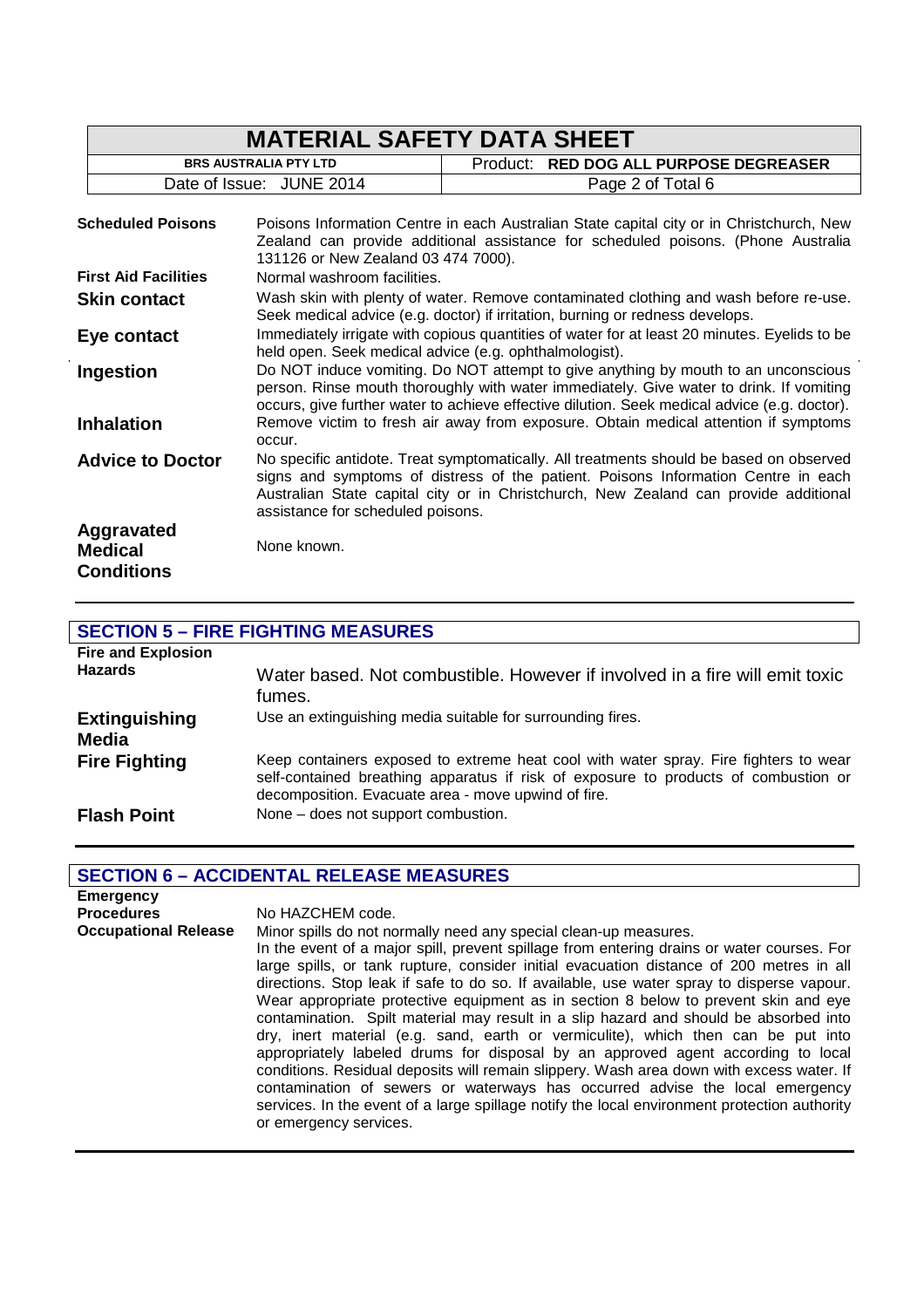**Scheduled Poisons** Poisons Information Centre in each Australian State capital city or in Christchurch, New Zealand can provide additional assistance for scheduled poisons. (Phone Australia 131126 or New Zealand 03 474 7000).

**First Aid Facilities** Normal washroom facilities.

**Skin contact** Wash skin with plenty of water. Remove contaminated clothing and wash before re-use. Seek medical advice (e.g. doctor) if irritation, burning or redness develops.

**Eye contact** Immediately irrigate with copious quantities of water for at least 20 minutes. Eyelids to be held open. Seek medical advice (e.g. ophthalmologist).

**Ingestion** Do NOT induce vomiting. Do NOT attempt to give anything by mouth to an unconscious person. Rinse mouth thoroughly with water immediately. Give water to drink. If vomiting occurs, give further water to achieve effective dilution. Seek medical advice (e.g. doctor).

**Inhalation** Remove victim to fresh air away from exposure. Obtain medical attention if symptoms occur.

**Advice to Doctor** No specific antidote. Treat symptomatically. All treatments should be based on observed signs and symptoms of distress of the patient. Poisons Information Centre in each Australian State capital city or in Christchurch, New Zealand can provide additional assistance for scheduled poisons.

**Aggravated Medical Conditions** None known.

## SECTION 5 – FIRE FIGHTING MEASURES

**Fire and Explosion Hazards** Water based. Not combustible. However if involved in a fire will emit toxic fumes.

**Extinguishing Media** Use an extinguishing media suitable for surrounding fires.

**Fire Fighting** Keep containers exposed to extreme heat cool with water spray. Fire fighters to wear self-contained breathing apparatus if risk of exposure to products of combustion or decomposition. Evacuate area - move upwind of fire.

**Flash Point** None – does not support combustion.

## SECTION 6 – ACCIDENTAL RELEASE MEASURES

**Emergency Procedures** No HAZCHEM code.

**Occupational Release** Minor spills do not normally need any special clean-up measures.
In the event of a major spill, prevent spillage from entering drains or water courses. For large spills, or tank rupture, consider initial evacuation distance of 200 metres in all directions. Stop leak if safe to do so. If available, use water spray to disperse vapour. Wear appropriate protective equipment as in section 8 below to prevent skin and eye contamination. Spilt material may result in a slip hazard and should be absorbed into dry, inert material (e.g. sand, earth or vermiculite), which then can be put into appropriately labeled drums for disposal by an approved agent according to local conditions. Residual deposits will remain slippery. Wash area down with excess water. If contamination of sewers or waterways has occurred advise the local emergency services. In the event of a large spillage notify the local environment protection authority or emergency services.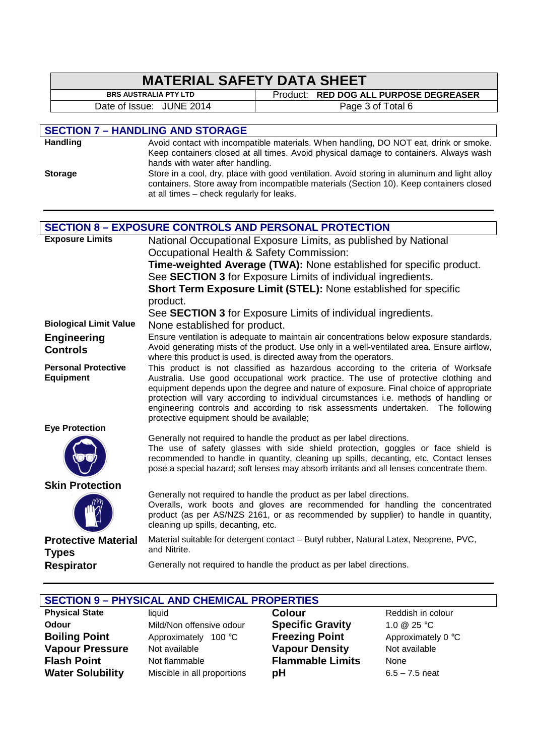## SECTION 7 – HANDLING AND STORAGE

**Handling**

Avoid contact with incompatible materials. When handling, DO NOT eat, drink or smoke. Keep containers closed at all times. Avoid physical damage to containers. Always wash hands with water after handling.

**Storage**

Store in a cool, dry, place with good ventilation. Avoid storing in aluminum and light alloy containers. Store away from incompatible materials (Section 10). Keep containers closed at all times – check regularly for leaks.

## SECTION 8 – EXPOSURE CONTROLS AND PERSONAL PROTECTION

**Exposure Limits**

National Occupational Exposure Limits, as published by National Occupational Health & Safety Commission:

**Time-weighted Average (TWA):** None established for specific product.
See **SECTION 3** for Exposure Limits of individual ingredients.

**Short Term Exposure Limit (STEL):** None established for specific product.
See **SECTION 3** for Exposure Limits of individual ingredients.

**Biological Limit Value**

None established for product.

**Engineering Controls**

Ensure ventilation is adequate to maintain air concentrations below exposure standards. Avoid generating mists of the product. Use only in a well-ventilated area. Ensure airflow, where this product is used, is directed away from the operators.

**Personal Protective Equipment**

This product is not classified as hazardous according to the criteria of Worksafe Australia. Use good occupational work practice. The use of protective clothing and equipment depends upon the degree and nature of exposure. Final choice of appropriate protection will vary according to individual circumstances i.e. methods of handling or engineering controls and according to risk assessments undertaken. The following protective equipment should be available;

**Eye Protection**

Generally not required to handle the product as per label directions.
The use of safety glasses with side shield protection, goggles or face shield is recommended to handle in quantity, cleaning up spills, decanting, etc. Contact lenses pose a special hazard; soft lenses may absorb irritants and all lenses concentrate them.

**Skin Protection**

Generally not required to handle the product as per label directions.
Overalls, work boots and gloves are recommended for handling the concentrated product (as per AS/NZS 2161, or as recommended by supplier) to handle in quantity, cleaning up spills, decanting, etc.

**Protective Material Types**

Material suitable for detergent contact – Butyl rubber, Natural Latex, Neoprene, PVC, and Nitrite.

**Respirator**

Generally not required to handle the product as per label directions.

## SECTION 9 – PHYSICAL AND CHEMICAL PROPERTIES

| | | | |
|---|---|---|---|
| **Physical State** | liquid | **Colour** | Reddish in colour |
| **Odour** | Mild/Non offensive odour | **Specific Gravity** | 1.0 @ 25 °C |
| **Boiling Point** | Approximately 100 °C | **Freezing Point** | Approximately 0 °C |
| **Vapour Pressure** | Not available | **Vapour Density** | Not available |
| **Flash Point** | Not flammable | **Flammable Limits** | None |
| **Water Solubility** | Miscible in all proportions | **pH** | 6.5 – 7.5 neat |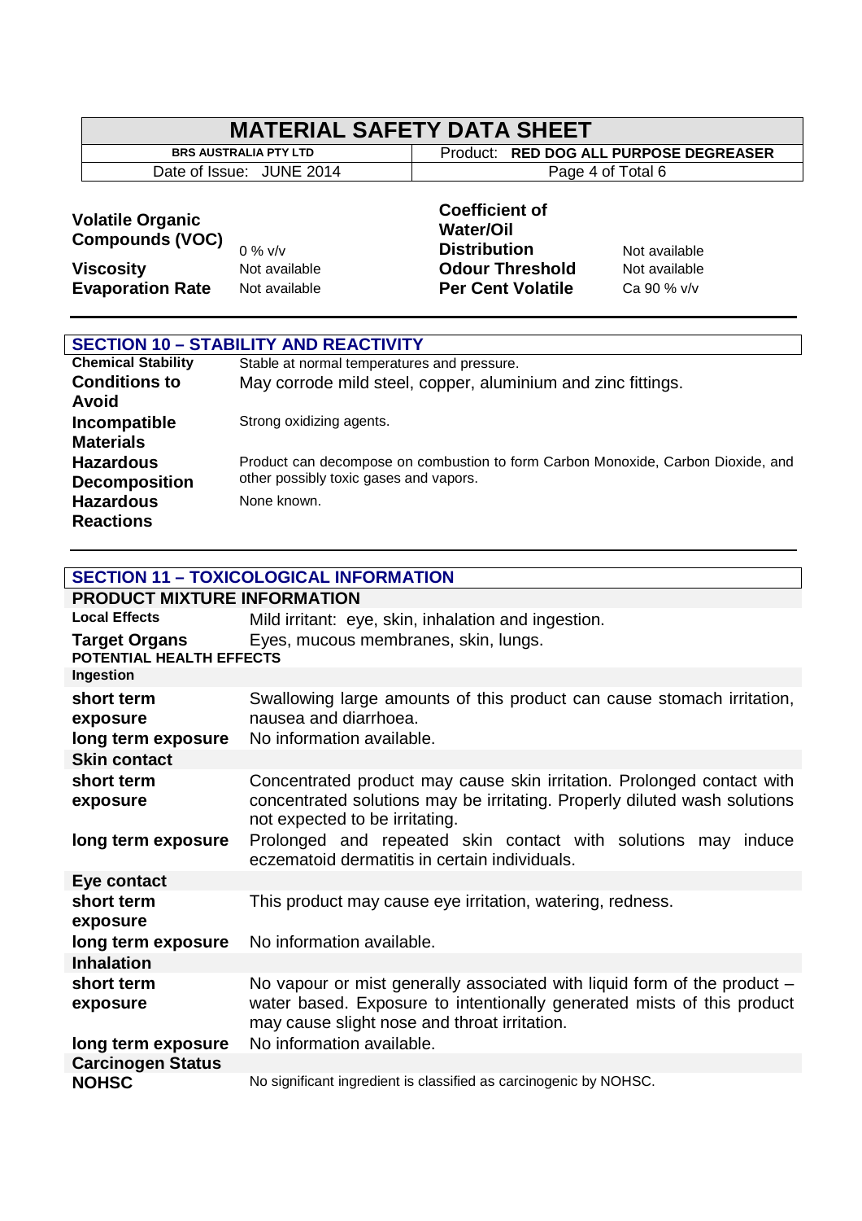| | | | |
|---|---|---|---|
| **Volatile Organic Compounds (VOC)** | 0 % v/v | **Coefficient of Water/Oil Distribution** | Not available |
| **Viscosity** | Not available | **Odour Threshold** | Not available |
| **Evaporation Rate** | Not available | **Per Cent Volatile** | Ca 90 % v/v |

## SECTION 10 – STABILITY AND REACTIVITY

| | |
|---|---|
| **Chemical Stability** | Stable at normal temperatures and pressure. |
| **Conditions to Avoid** | May corrode mild steel, copper, aluminium and zinc fittings. |
| **Incompatible Materials** | Strong oxidizing agents. |
| **Hazardous Decomposition** | Product can decompose on combustion to form Carbon Monoxide, Carbon Dioxide, and other possibly toxic gases and vapors. |
| **Hazardous Reactions** | None known. |

## SECTION 11 – TOXICOLOGICAL INFORMATION

### PRODUCT MIXTURE INFORMATION

| | |
|---|---|
| **Local Effects** | Mild irritant: eye, skin, inhalation and ingestion. |
| **Target Organs** | Eyes, mucous membranes, skin, lungs. |

**POTENTIAL HEALTH EFFECTS**

**Ingestion**

| | |
|---|---|
| **short term exposure** | Swallowing large amounts of this product can cause stomach irritation, nausea and diarrhoea. |
| **long term exposure** | No information available. |

**Skin contact**

| | |
|---|---|
| **short term exposure** | Concentrated product may cause skin irritation. Prolonged contact with concentrated solutions may be irritating. Properly diluted wash solutions not expected to be irritating. |
| **long term exposure** | Prolonged and repeated skin contact with solutions may induce eczematoid dermatitis in certain individuals. |

**Eye contact**

| | |
|---|---|
| **short term exposure** | This product may cause eye irritation, watering, redness. |
| **long term exposure** | No information available. |

**Inhalation**

| | |
|---|---|
| **short term exposure** | No vapour or mist generally associated with liquid form of the product – water based. Exposure to intentionally generated mists of this product may cause slight nose and throat irritation. |
| **long term exposure** | No information available. |

**Carcinogen Status**

| | |
|---|---|
| **NOHSC** | No significant ingredient is classified as carcinogenic by NOHSC. |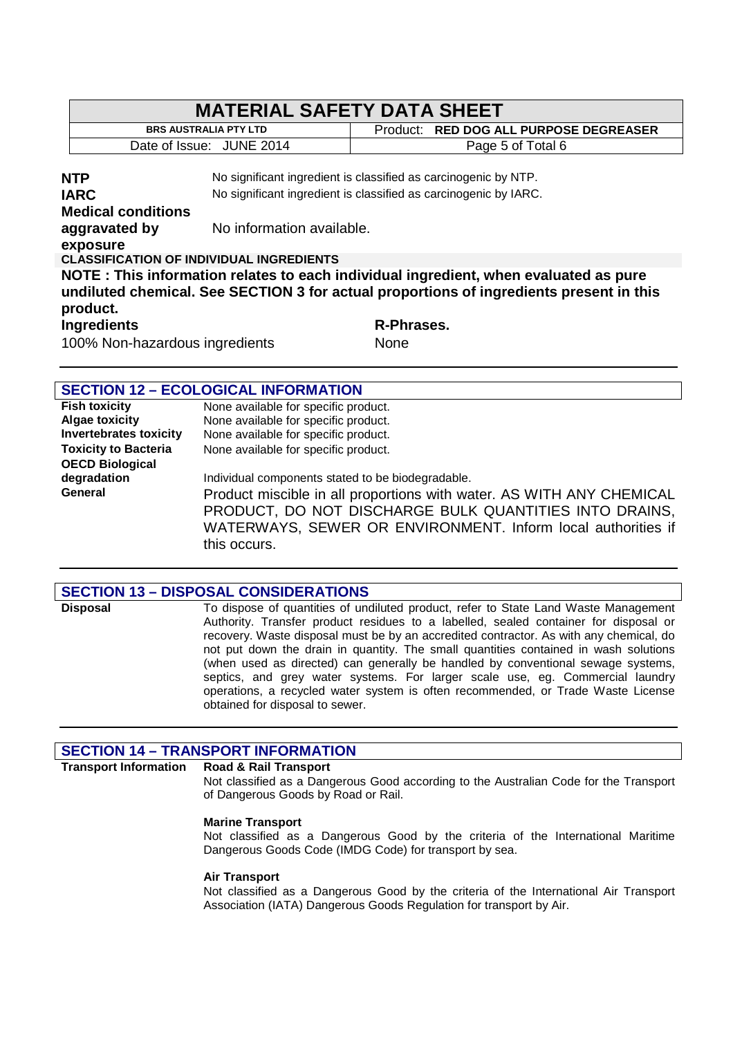| | |
|---|---|
| **NTP** | No significant ingredient is classified as carcinogenic by NTP. |
| **IARC** | No significant ingredient is classified as carcinogenic by IARC. |
| **Medical conditions aggravated by exposure** | No information available. |

**CLASSIFICATION OF INDIVIDUAL INGREDIENTS**

**NOTE : This information relates to each individual ingredient, when evaluated as pure undiluted chemical. See SECTION 3 for actual proportions of ingredients present in this product.**

| **Ingredients** | **R-Phrases.** |
|---|---|
| 100% Non-hazardous ingredients | None |

## SECTION 12 – ECOLOGICAL INFORMATION

| | |
|---|---|
| **Fish toxicity** | None available for specific product. |
| **Algae toxicity** | None available for specific product. |
| **Invertebrates toxicity** | None available for specific product. |
| **Toxicity to Bacteria** | None available for specific product. |
| **OECD Biological degradation** | Individual components stated to be biodegradable. |
| **General** | Product miscible in all proportions with water. AS WITH ANY CHEMICAL PRODUCT, DO NOT DISCHARGE BULK QUANTITIES INTO DRAINS, WATERWAYS, SEWER OR ENVIRONMENT. Inform local authorities if this occurs. |

## SECTION 13 – DISPOSAL CONSIDERATIONS

**Disposal**

To dispose of quantities of undiluted product, refer to State Land Waste Management Authority. Transfer product residues to a labelled, sealed container for disposal or recovery. Waste disposal must be by an accredited contractor. As with any chemical, do not put down the drain in quantity. The small quantities contained in wash solutions (when used as directed) can generally be handled by conventional sewage systems, septics, and grey water systems. For larger scale use, eg. Commercial laundry operations, a recycled water system is often recommended, or Trade Waste License obtained for disposal to sewer.

## SECTION 14 – TRANSPORT INFORMATION

**Transport Information**

**Road & Rail Transport**
Not classified as a Dangerous Good according to the Australian Code for the Transport of Dangerous Goods by Road or Rail.

**Marine Transport**
Not classified as a Dangerous Good by the criteria of the International Maritime Dangerous Goods Code (IMDG Code) for transport by sea.

**Air Transport**
Not classified as a Dangerous Good by the criteria of the International Air Transport Association (IATA) Dangerous Goods Regulation for transport by Air.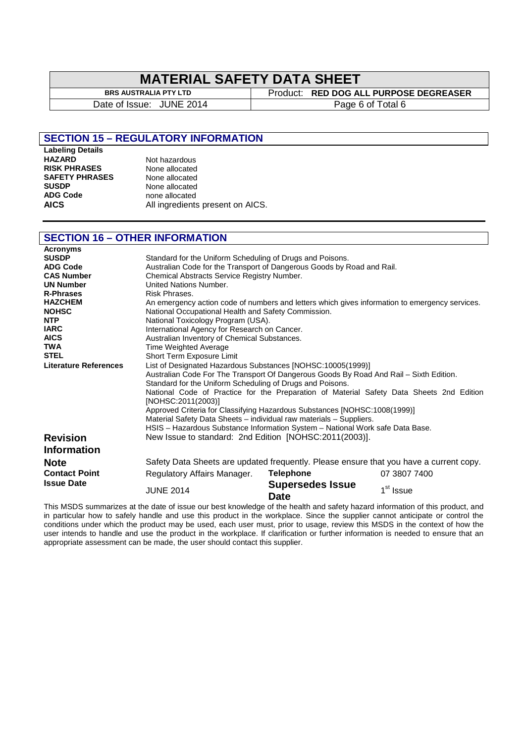## SECTION 15 – REGULATORY INFORMATION

| | |
|---|---|
| **Labeling Details** | |
| **HAZARD** | Not hazardous |
| **RISK PHRASES** | None allocated |
| **SAFETY PHRASES** | None allocated |
| **SUSDP** | None allocated |
| **ADG Code** | none allocated |
| **AICS** | All ingredients present on AICS. |

## SECTION 16 – OTHER INFORMATION

| | |
|---|---|
| **Acronyms** | |
| **SUSDP** | Standard for the Uniform Scheduling of Drugs and Poisons. |
| **ADG Code** | Australian Code for the Transport of Dangerous Goods by Road and Rail. |
| **CAS Number** | Chemical Abstracts Service Registry Number. |
| **UN Number** | United Nations Number. |
| **R-Phrases** | Risk Phrases. |
| **HAZCHEM** | An emergency action code of numbers and letters which gives information to emergency services. |
| **NOHSC** | National Occupational Health and Safety Commission. |
| **NTP** | National Toxicology Program (USA). |
| **IARC** | International Agency for Research on Cancer. |
| **AICS** | Australian Inventory of Chemical Substances. |
| **TWA** | Time Weighted Average |
| **STEL** | Short Term Exposure Limit |
| **Literature References** | List of Designated Hazardous Substances [NOHSC:10005(1999)]<br>Australian Code For The Transport Of Dangerous Goods By Road And Rail – Sixth Edition.<br>Standard for the Uniform Scheduling of Drugs and Poisons.<br>National Code of Practice for the Preparation of Material Safety Data Sheets 2nd Edition [NOHSC:2011(2003)]<br>Approved Criteria for Classifying Hazardous Substances [NOHSC:1008(1999)]<br>Material Safety Data Sheets – individual raw materials – Suppliers.<br>HSIS – Hazardous Substance Information System – National Work safe Data Base. |
| **Revision Information** | New Issue to standard: 2nd Edition [NOHSC:2011(2003)]. |
| **Note** | Safety Data Sheets are updated frequently. Please ensure that you have a current copy. |

| | | | |
|---|---|---|---|
| **Contact Point** | Regulatory Affairs Manager. | **Telephone** | 07 3807 7400 |
| **Issue Date** | JUNE 2014 | **Supersedes Issue Date** | 1st Issue |

This MSDS summarizes at the date of issue our best knowledge of the health and safety hazard information of this product, and in particular how to safely handle and use this product in the workplace. Since the supplier cannot anticipate or control the conditions under which the product may be used, each user must, prior to usage, review this MSDS in the context of how the user intends to handle and use the product in the workplace. If clarification or further information is needed to ensure that an appropriate assessment can be made, the user should contact this supplier.